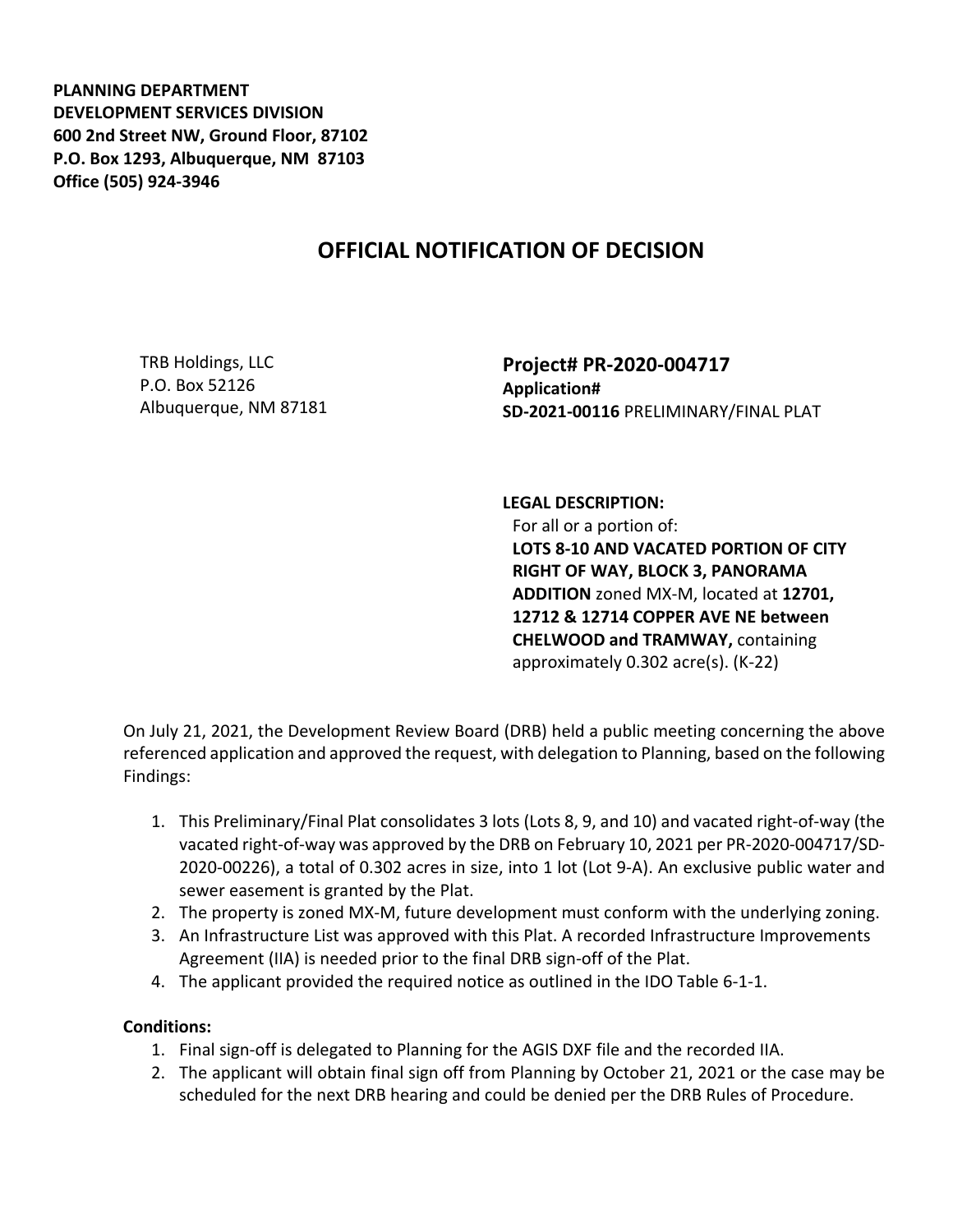**PLANNING DEPARTMENT**
**DEVELOPMENT SERVICES DIVISION**
**600 2nd Street NW, Ground Floor, 87102**
**P.O. Box 1293, Albuquerque, NM 87103**
**Office (505) 924-3946**

# OFFICIAL NOTIFICATION OF DECISION

TRB Holdings, LLC
P.O. Box 52126
Albuquerque, NM 87181

**Project# PR-2020-004717**
**Application#**
**SD-2021-00116** PRELIMINARY/FINAL PLAT

**LEGAL DESCRIPTION:**
For all or a portion of:
**LOTS 8-10 AND VACATED PORTION OF CITY RIGHT OF WAY, BLOCK 3, PANORAMA ADDITION** zoned MX-M, located at **12701, 12712 & 12714 COPPER AVE NE between CHELWOOD and TRAMWAY,** containing approximately 0.302 acre(s). (K-22)

On July 21, 2021, the Development Review Board (DRB) held a public meeting concerning the above referenced application and approved the request, with delegation to Planning, based on the following Findings:

1. This Preliminary/Final Plat consolidates 3 lots (Lots 8, 9, and 10) and vacated right-of-way (the vacated right-of-way was approved by the DRB on February 10, 2021 per PR-2020-004717/SD-2020-00226), a total of 0.302 acres in size, into 1 lot (Lot 9-A). An exclusive public water and sewer easement is granted by the Plat.
2. The property is zoned MX-M, future development must conform with the underlying zoning.
3. An Infrastructure List was approved with this Plat. A recorded Infrastructure Improvements Agreement (IIA) is needed prior to the final DRB sign-off of the Plat.
4. The applicant provided the required notice as outlined in the IDO Table 6-1-1.

**Conditions:**

1. Final sign-off is delegated to Planning for the AGIS DXF file and the recorded IIA.
2. The applicant will obtain final sign off from Planning by October 21, 2021 or the case may be scheduled for the next DRB hearing and could be denied per the DRB Rules of Procedure.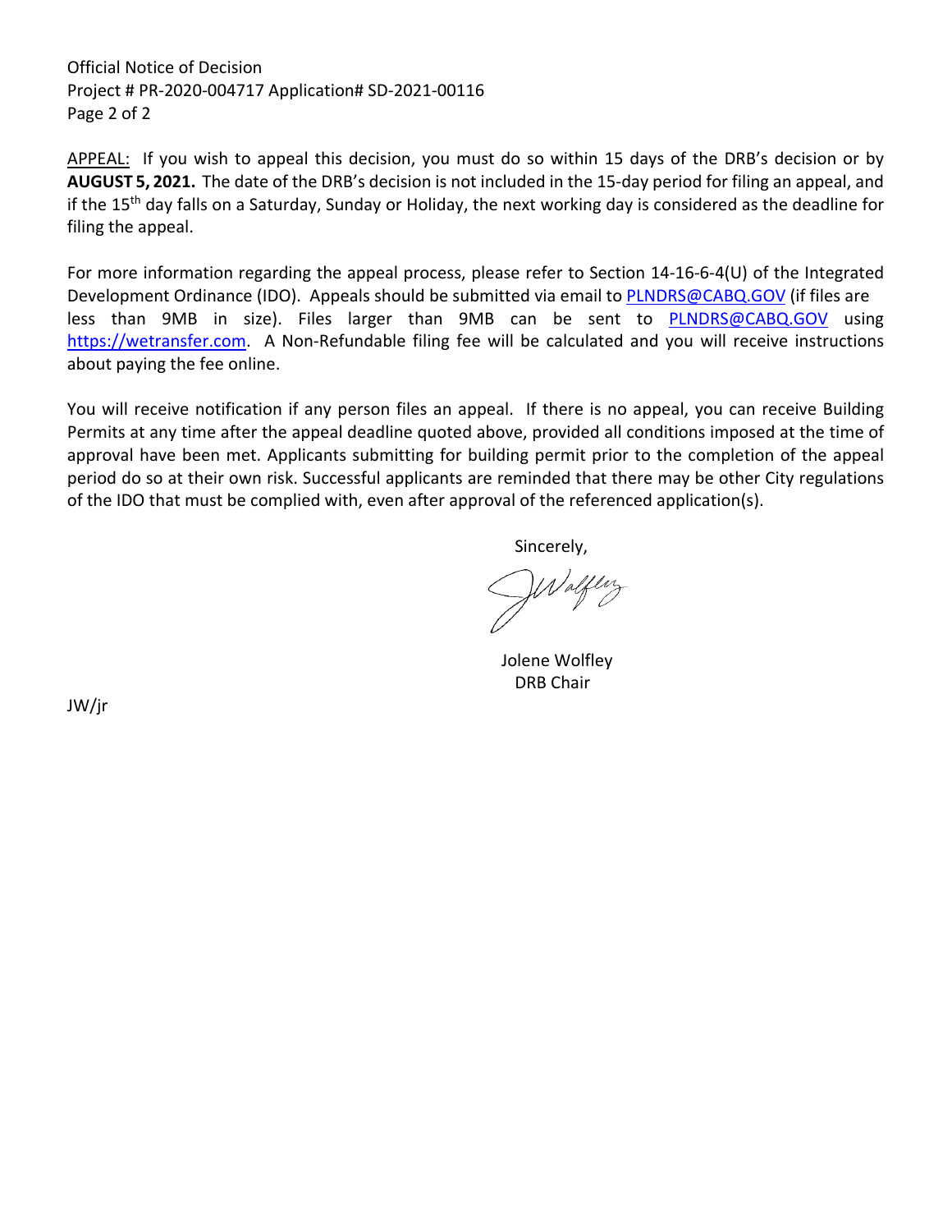APPEAL: If you wish to appeal this decision, you must do so within 15 days of the DRB's decision or by **AUGUST 5, 2021.** The date of the DRB's decision is not included in the 15-day period for filing an appeal, and if the 15th day falls on a Saturday, Sunday or Holiday, the next working day is considered as the deadline for filing the appeal.

For more information regarding the appeal process, please refer to Section 14-16-6-4(U) of the Integrated Development Ordinance (IDO). Appeals should be submitted via email to PLNDRS@CABQ.GOV (if files are less than 9MB in size). Files larger than 9MB can be sent to PLNDRS@CABQ.GOV using https://wetransfer.com. A Non-Refundable filing fee will be calculated and you will receive instructions about paying the fee online.

You will receive notification if any person files an appeal. If there is no appeal, you can receive Building Permits at any time after the appeal deadline quoted above, provided all conditions imposed at the time of approval have been met. Applicants submitting for building permit prior to the completion of the appeal period do so at their own risk. Successful applicants are reminded that there may be other City regulations of the IDO that must be complied with, even after approval of the referenced application(s).

Sincerely,

Jolene Wolfley
DRB Chair

JW/jr